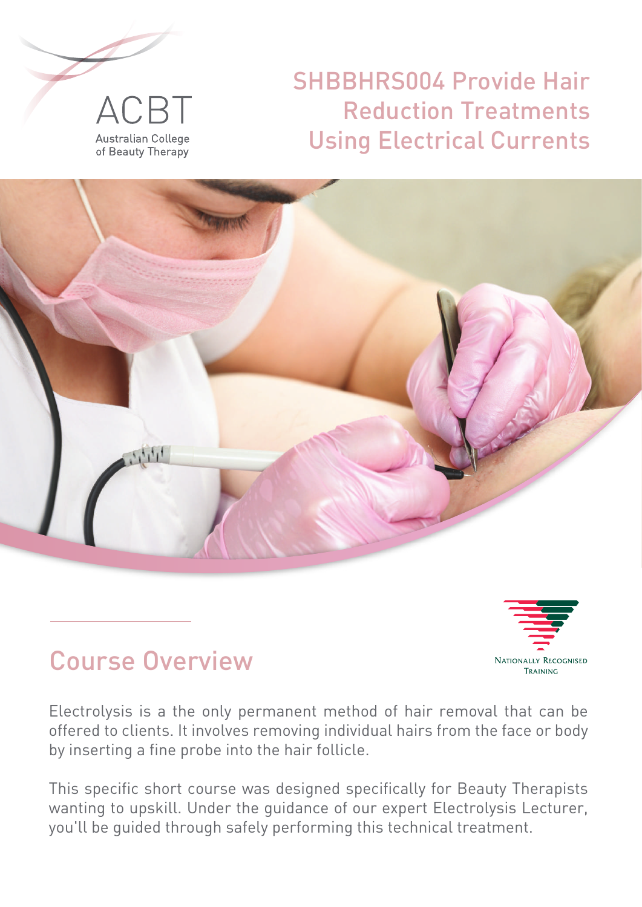ACBT

Australian College of Beauty Therapy

# SHBBHRS004 Provide Hair Reduction Treatments Using Electrical Currents

NATIONALLY RECOGNISED TRAINING

## Course Overview

Electrolysis is a the only permanent method of hair removal that can be offered to clients. It involves removing individual hairs from the face or body by inserting a fine probe into the hair follicle.

This specific short course was designed specifically for Beauty Therapists wanting to upskill. Under the guidance of our expert Electrolysis Lecturer, you'll be guided through safely performing this technical treatment.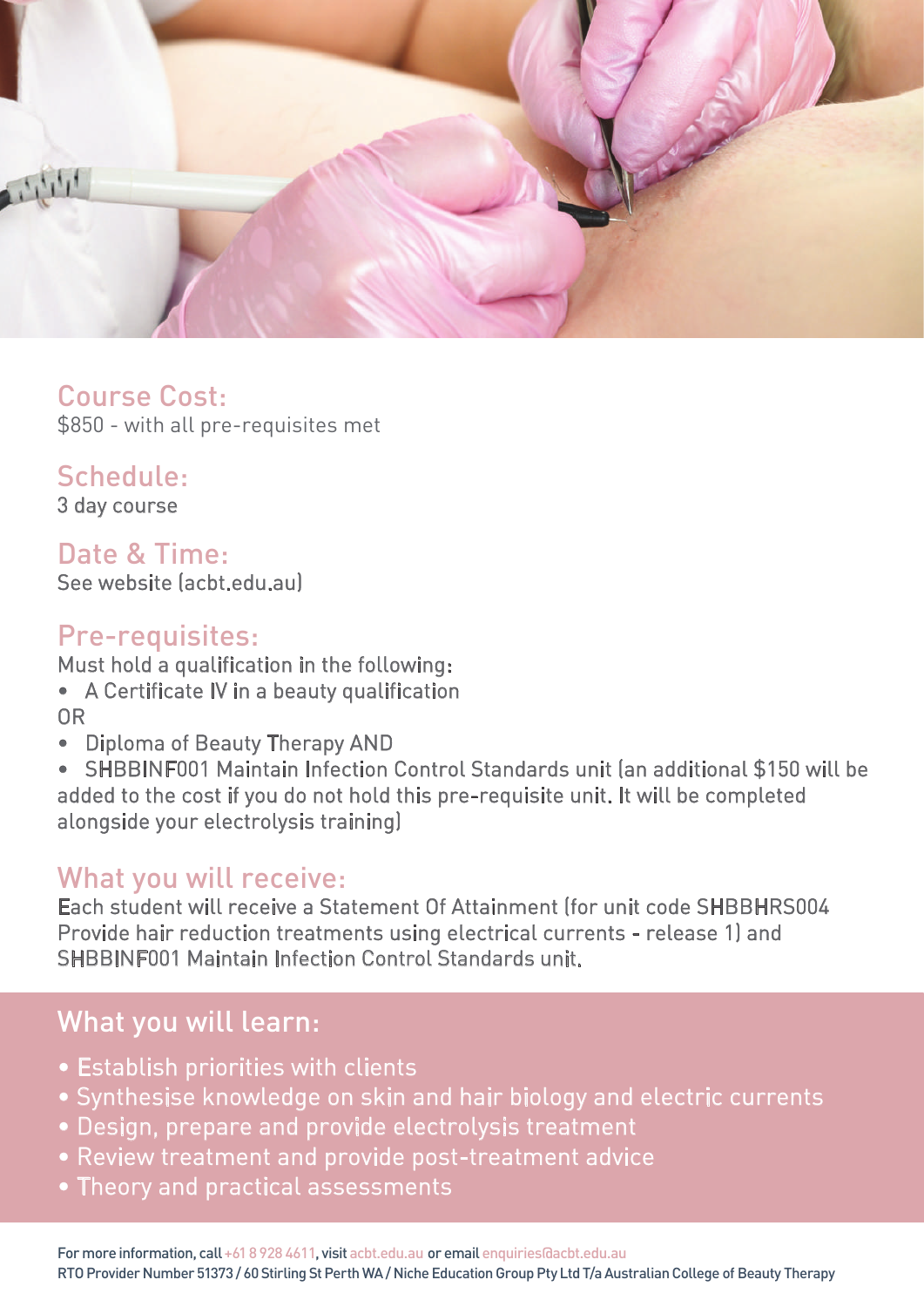## Course Cost:

$850 - with all pre-requisites met

## Schedule:

3 day course

## Date & Time:

See website (acbt.edu.au)

## Pre-requisites:

Must hold a qualification in the following:

- A Certificate IV in a beauty qualification

OR

- Diploma of Beauty Therapy AND
- SHBBINF001 Maintain Infection Control Standards unit (an additional $150 will be added to the cost if you do not hold this pre-requisite unit. It will be completed alongside your electrolysis training)

## What you will receive:

Each student will receive a Statement Of Attainment (for unit code SHBBHRS004 Provide hair reduction treatments using electrical currents - release 1) and SHBBINF001 Maintain Infection Control Standards unit.

## What you will learn:

- Establish priorities with clients
- Synthesise knowledge on skin and hair biology and electric currents
- Design, prepare and provide electrolysis treatment
- Review treatment and provide post-treatment advice
- Theory and practical assessments

For more information, call +61 8 928 4611, visit acbt.edu.au or email enquiries@acbt.edu.au

RTO Provider Number 51373 / 60 Stirling St Perth WA / Niche Education Group Pty Ltd T/a Australian College of Beauty Therapy